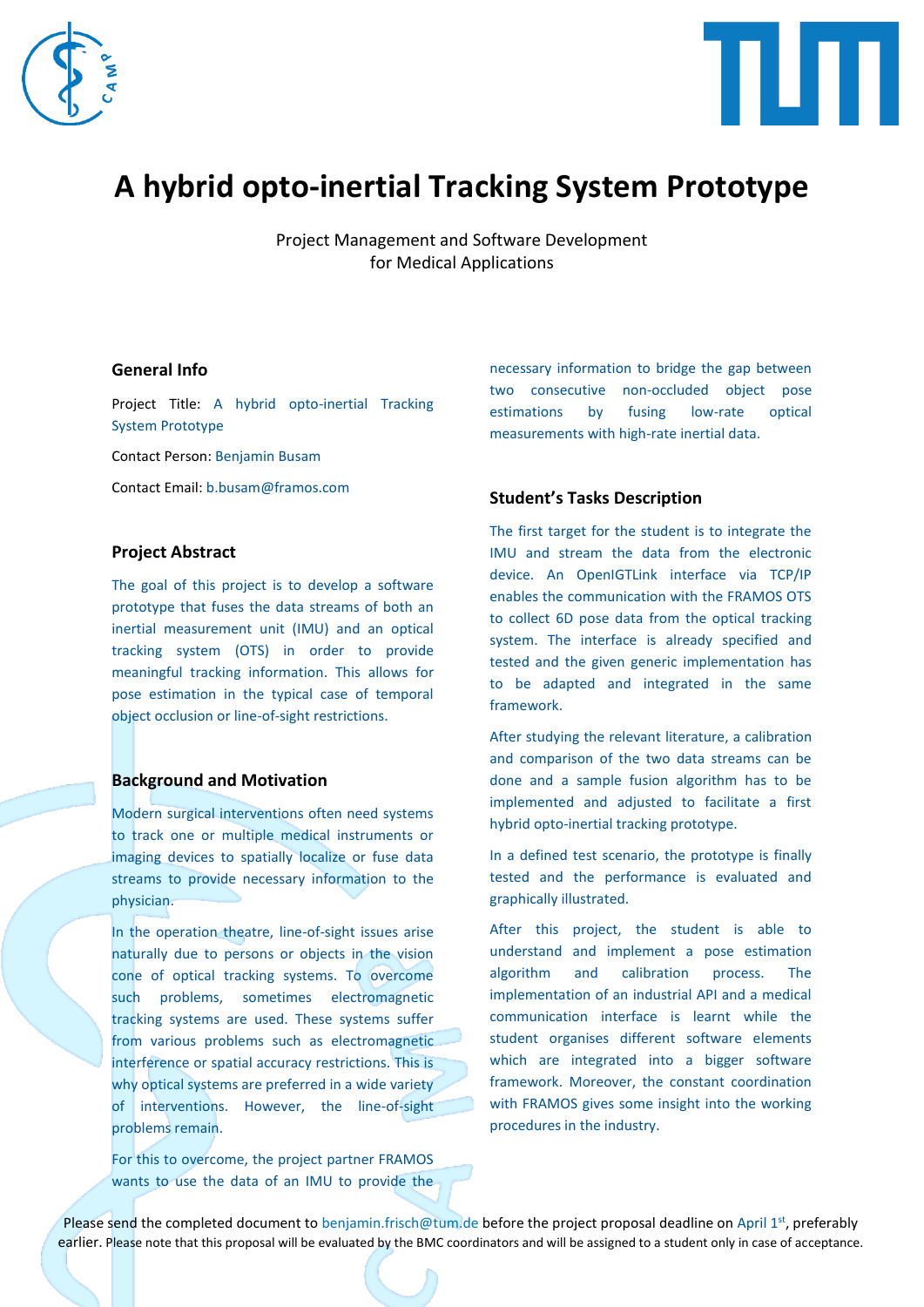# A hybrid opto-inertial Tracking System Prototype

Project Management and Software Development
for Medical Applications

## General Info

Project Title: A hybrid opto-inertial Tracking System Prototype

Contact Person: Benjamin Busam

Contact Email: b.busam@framos.com

## Project Abstract

The goal of this project is to develop a software prototype that fuses the data streams of both an inertial measurement unit (IMU) and an optical tracking system (OTS) in order to provide meaningful tracking information. This allows for pose estimation in the typical case of temporal object occlusion or line-of-sight restrictions.

## Background and Motivation

Modern surgical interventions often need systems to track one or multiple medical instruments or imaging devices to spatially localize or fuse data streams to provide necessary information to the physician.

In the operation theatre, line-of-sight issues arise naturally due to persons or objects in the vision cone of optical tracking systems. To overcome such problems, sometimes electromagnetic tracking systems are used. These systems suffer from various problems such as electromagnetic interference or spatial accuracy restrictions. This is why optical systems are preferred in a wide variety of interventions. However, the line-of-sight problems remain.

For this to overcome, the project partner FRAMOS wants to use the data of an IMU to provide the necessary information to bridge the gap between two consecutive non-occluded object pose estimations by fusing low-rate optical measurements with high-rate inertial data.

## Student's Tasks Description

The first target for the student is to integrate the IMU and stream the data from the electronic device. An OpenIGTLink interface via TCP/IP enables the communication with the FRAMOS OTS to collect 6D pose data from the optical tracking system. The interface is already specified and tested and the given generic implementation has to be adapted and integrated in the same framework.

After studying the relevant literature, a calibration and comparison of the two data streams can be done and a sample fusion algorithm has to be implemented and adjusted to facilitate a first hybrid opto-inertial tracking prototype.

In a defined test scenario, the prototype is finally tested and the performance is evaluated and graphically illustrated.

After this project, the student is able to understand and implement a pose estimation algorithm and calibration process. The implementation of an industrial API and a medical communication interface is learnt while the student organises different software elements which are integrated into a bigger software framework. Moreover, the constant coordination with FRAMOS gives some insight into the working procedures in the industry.

Please send the completed document to benjamin.frisch@tum.de before the project proposal deadline on April 1st, preferably earlier. Please note that this proposal will be evaluated by the BMC coordinators and will be assigned to a student only in case of acceptance.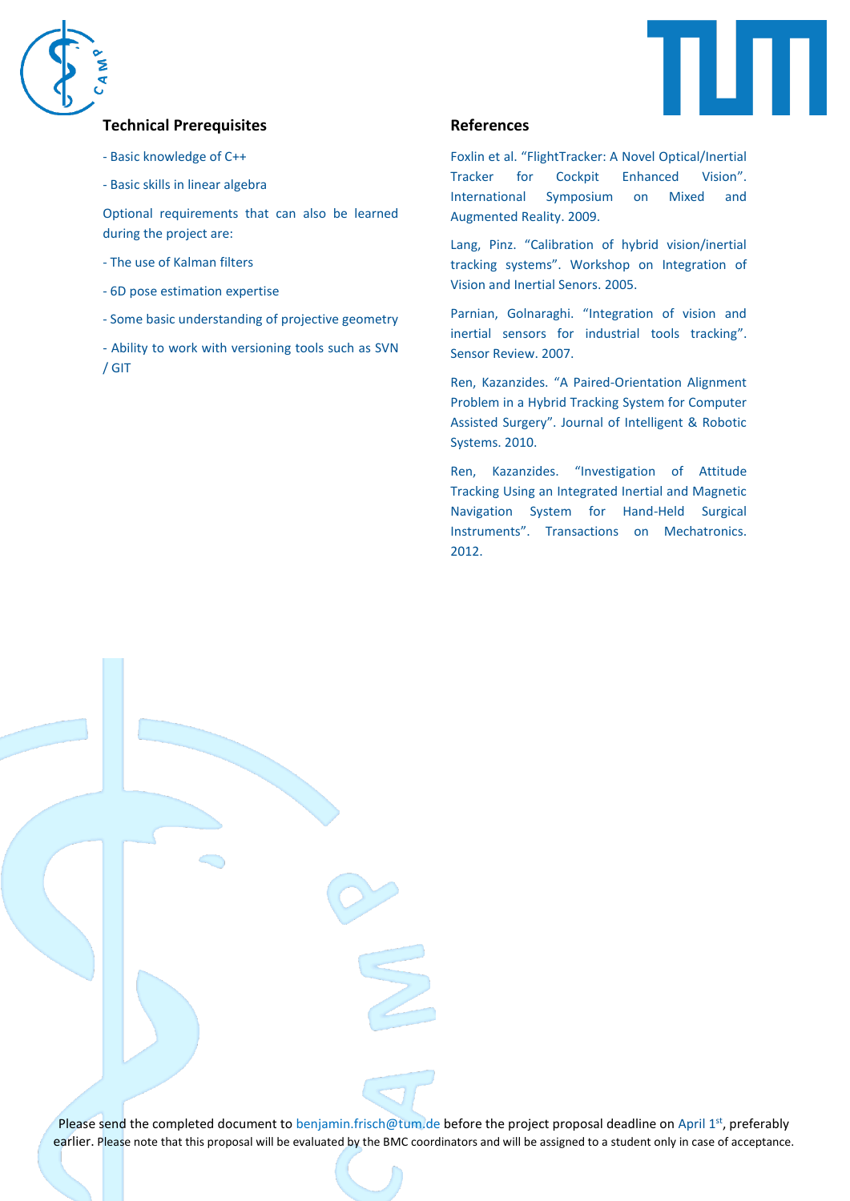## Technical Prerequisites

- Basic knowledge of C++

- Basic skills in linear algebra

Optional requirements that can also be learned during the project are:

- The use of Kalman filters

- 6D pose estimation expertise

- Some basic understanding of projective geometry

- Ability to work with versioning tools such as SVN / GIT

## References

Foxlin et al. "FlightTracker: A Novel Optical/Inertial Tracker for Cockpit Enhanced Vision". International Symposium on Mixed and Augmented Reality. 2009.

Lang, Pinz. "Calibration of hybrid vision/inertial tracking systems". Workshop on Integration of Vision and Inertial Senors. 2005.

Parnian, Golnaraghi. "Integration of vision and inertial sensors for industrial tools tracking". Sensor Review. 2007.

Ren, Kazanzides. "A Paired-Orientation Alignment Problem in a Hybrid Tracking System for Computer Assisted Surgery". Journal of Intelligent & Robotic Systems. 2010.

Ren, Kazanzides. "Investigation of Attitude Tracking Using an Integrated Inertial and Magnetic Navigation System for Hand-Held Surgical Instruments". Transactions on Mechatronics. 2012.

Please send the completed document to benjamin.frisch@tum.de before the project proposal deadline on April 1st, preferably earlier. Please note that this proposal will be evaluated by the BMC coordinators and will be assigned to a student only in case of acceptance.